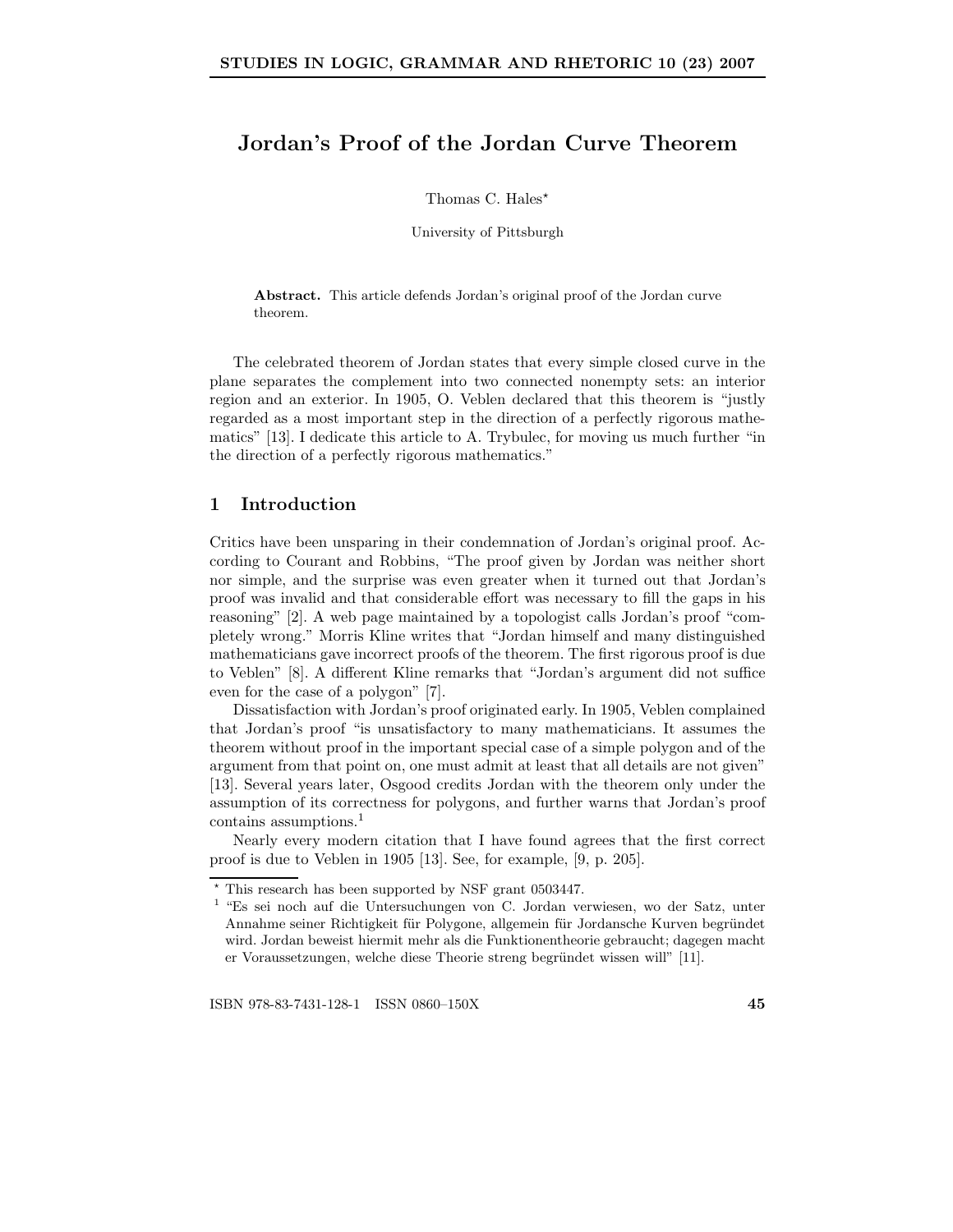# Jordan's Proof of the Jordan Curve Theorem

Thomas C. Hales*

University of Pittsburgh

**Abstract.** This article defends Jordan's original proof of the Jordan curve theorem.

The celebrated theorem of Jordan states that every simple closed curve in the plane separates the complement into two connected nonempty sets: an interior region and an exterior. In 1905, O. Veblen declared that this theorem is "justly regarded as a most important step in the direction of a perfectly rigorous mathematics" [13]. I dedicate this article to A. Trybulec, for moving us much further "in the direction of a perfectly rigorous mathematics."

## 1 Introduction

Critics have been unsparing in their condemnation of Jordan's original proof. According to Courant and Robbins, "The proof given by Jordan was neither short nor simple, and the surprise was even greater when it turned out that Jordan's proof was invalid and that considerable effort was necessary to fill the gaps in his reasoning" [2]. A web page maintained by a topologist calls Jordan's proof "completely wrong." Morris Kline writes that "Jordan himself and many distinguished mathematicians gave incorrect proofs of the theorem. The first rigorous proof is due to Veblen" [8]. A different Kline remarks that "Jordan's argument did not suffice even for the case of a polygon" [7].

Dissatisfaction with Jordan's proof originated early. In 1905, Veblen complained that Jordan's proof "is unsatisfactory to many mathematicians. It assumes the theorem without proof in the important special case of a simple polygon and of the argument from that point on, one must admit at least that all details are not given" [13]. Several years later, Osgood credits Jordan with the theorem only under the assumption of its correctness for polygons, and further warns that Jordan's proof contains assumptions.[1]

Nearly every modern citation that I have found agrees that the first correct proof is due to Veblen in 1905 [13]. See, for example, [9, p. 205].

---

* This research has been supported by NSF grant 0503447.

[1] "Es sei noch auf die Untersuchungen von C. Jordan verwiesen, wo der Satz, unter Annahme seiner Richtigkeit für Polygone, allgemein für Jordansche Kurven begründet wird. Jordan beweist hiermit mehr als die Funktionentheorie gebraucht; dagegen macht er Voraussetzungen, welche diese Theorie streng begründet wissen will" [11].

ISBN 978-83-7431-128-1 ISSN 0860–150X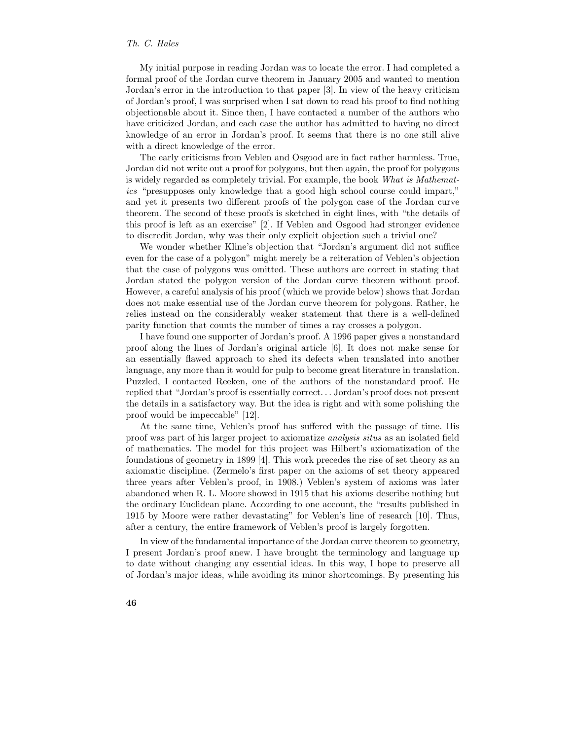My initial purpose in reading Jordan was to locate the error. I had completed a formal proof of the Jordan curve theorem in January 2005 and wanted to mention Jordan's error in the introduction to that paper [3]. In view of the heavy criticism of Jordan's proof, I was surprised when I sat down to read his proof to find nothing objectionable about it. Since then, I have contacted a number of the authors who have criticized Jordan, and each case the author has admitted to having no direct knowledge of an error in Jordan's proof. It seems that there is no one still alive with a direct knowledge of the error.

The early criticisms from Veblen and Osgood are in fact rather harmless. True, Jordan did not write out a proof for polygons, but then again, the proof for polygons is widely regarded as completely trivial. For example, the book *What is Mathematics* "presupposes only knowledge that a good high school course could impart," and yet it presents two different proofs of the polygon case of the Jordan curve theorem. The second of these proofs is sketched in eight lines, with "the details of this proof is left as an exercise" [2]. If Veblen and Osgood had stronger evidence to discredit Jordan, why was their only explicit objection such a trivial one?

We wonder whether Kline's objection that "Jordan's argument did not suffice even for the case of a polygon" might merely be a reiteration of Veblen's objection that the case of polygons was omitted. These authors are correct in stating that Jordan stated the polygon version of the Jordan curve theorem without proof. However, a careful analysis of his proof (which we provide below) shows that Jordan does not make essential use of the Jordan curve theorem for polygons. Rather, he relies instead on the considerably weaker statement that there is a well-defined parity function that counts the number of times a ray crosses a polygon.

I have found one supporter of Jordan's proof. A 1996 paper gives a nonstandard proof along the lines of Jordan's original article [6]. It does not make sense for an essentially flawed approach to shed its defects when translated into another language, any more than it would for pulp to become great literature in translation. Puzzled, I contacted Reeken, one of the authors of the nonstandard proof. He replied that "Jordan's proof is essentially correct... Jordan's proof does not present the details in a satisfactory way. But the idea is right and with some polishing the proof would be impeccable" [12].

At the same time, Veblen's proof has suffered with the passage of time. His proof was part of his larger project to axiomatize *analysis situs* as an isolated field of mathematics. The model for this project was Hilbert's axiomatization of the foundations of geometry in 1899 [4]. This work precedes the rise of set theory as an axiomatic discipline. (Zermelo's first paper on the axioms of set theory appeared three years after Veblen's proof, in 1908.) Veblen's system of axioms was later abandoned when R. L. Moore showed in 1915 that his axioms describe nothing but the ordinary Euclidean plane. According to one account, the "results published in 1915 by Moore were rather devastating" for Veblen's line of research [10]. Thus, after a century, the entire framework of Veblen's proof is largely forgotten.

In view of the fundamental importance of the Jordan curve theorem to geometry, I present Jordan's proof anew. I have brought the terminology and language up to date without changing any essential ideas. In this way, I hope to preserve all of Jordan's major ideas, while avoiding its minor shortcomings. By presenting his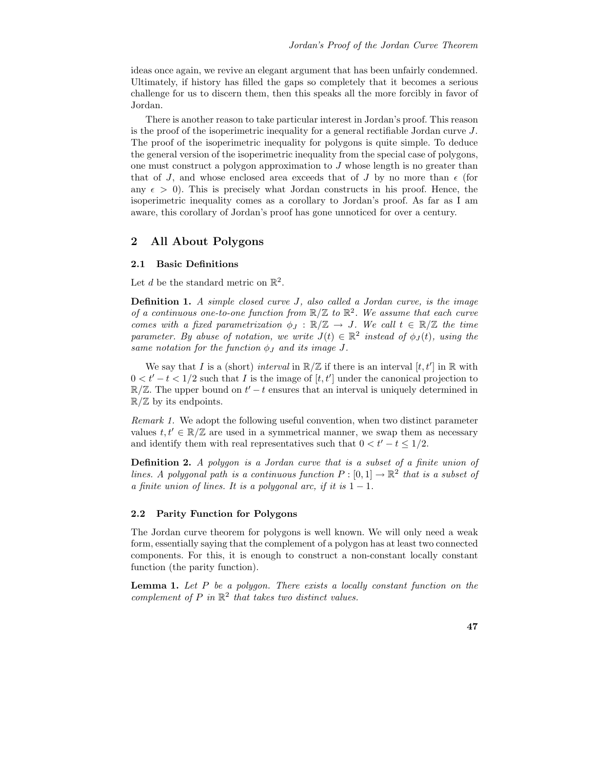ideas once again, we revive an elegant argument that has been unfairly condemned. Ultimately, if history has filled the gaps so completely that it becomes a serious challenge for us to discern them, then this speaks all the more forcibly in favor of Jordan.

There is another reason to take particular interest in Jordan's proof. This reason is the proof of the isoperimetric inequality for a general rectifiable Jordan curve $J$. The proof of the isoperimetric inequality for polygons is quite simple. To deduce the general version of the isoperimetric inequality from the special case of polygons, one must construct a polygon approximation to $J$ whose length is no greater than that of $J$, and whose enclosed area exceeds that of $J$ by no more than $\epsilon$ (for any $\epsilon > 0$). This is precisely what Jordan constructs in his proof. Hence, the isoperimetric inequality comes as a corollary to Jordan's proof. As far as I am aware, this corollary of Jordan's proof has gone unnoticed for over a century.

## 2 All About Polygons

### 2.1 Basic Definitions

Let $d$ be the standard metric on $\mathbb{R}^2$.

**Definition 1.** *A simple closed curve $J$, also called a Jordan curve, is the image of a continuous one-to-one function from $\mathbb{R}/\mathbb{Z}$ to $\mathbb{R}^2$. We assume that each curve comes with a fixed parametrization $\phi_J : \mathbb{R}/\mathbb{Z} \to J$. We call $t \in \mathbb{R}/\mathbb{Z}$ the time parameter. By abuse of notation, we write $J(t) \in \mathbb{R}^2$ instead of $\phi_J(t)$, using the same notation for the function $\phi_J$ and its image $J$.*

We say that $I$ is a (short) *interval* in $\mathbb{R}/\mathbb{Z}$ if there is an interval $[t, t']$ in $\mathbb{R}$ with $0 < t' - t < 1/2$ such that $I$ is the image of $[t, t']$ under the canonical projection to $\mathbb{R}/\mathbb{Z}$. The upper bound on $t' - t$ ensures that an interval is uniquely determined in $\mathbb{R}/\mathbb{Z}$ by its endpoints.

*Remark 1.* We adopt the following useful convention, when two distinct parameter values $t, t' \in \mathbb{R}/\mathbb{Z}$ are used in a symmetrical manner, we swap them as necessary and identify them with real representatives such that $0 < t' - t \leq 1/2$.

**Definition 2.** *A polygon is a Jordan curve that is a subset of a finite union of lines. A polygonal path is a continuous function $P : [0, 1] \to \mathbb{R}^2$ that is a subset of a finite union of lines. It is a polygonal arc, if it is $1 - 1$.*

### 2.2 Parity Function for Polygons

The Jordan curve theorem for polygons is well known. We will only need a weak form, essentially saying that the complement of a polygon has at least two connected components. For this, it is enough to construct a non-constant locally constant function (the parity function).

**Lemma 1.** *Let $P$ be a polygon. There exists a locally constant function on the complement of $P$ in $\mathbb{R}^2$ that takes two distinct values.*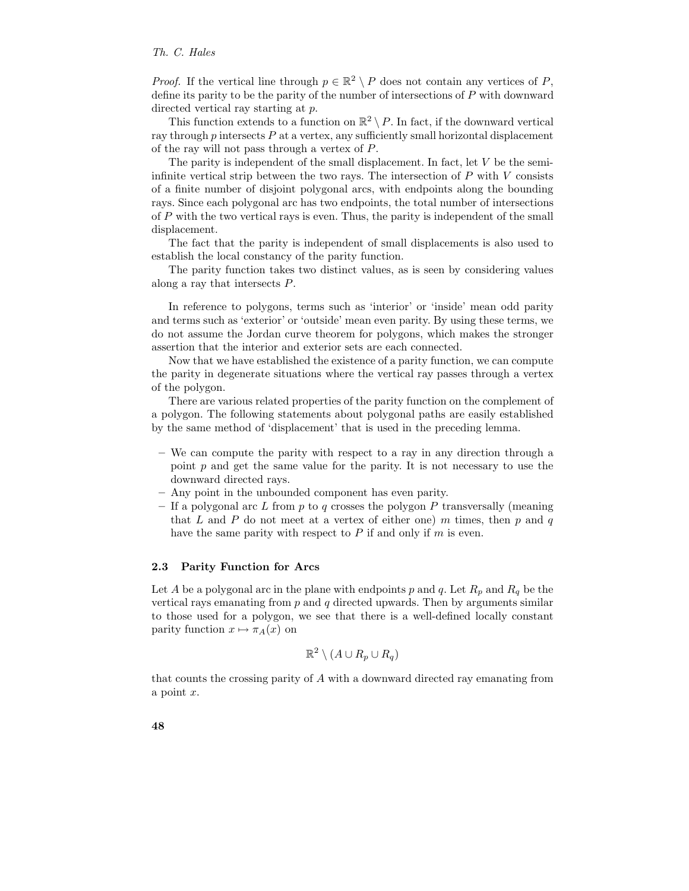*Proof.* If the vertical line through $p \in \mathbb{R}^2 \setminus P$ does not contain any vertices of $P$, define its parity to be the parity of the number of intersections of $P$ with downward directed vertical ray starting at $p$.

This function extends to a function on $\mathbb{R}^2 \setminus P$. In fact, if the downward vertical ray through $p$ intersects $P$ at a vertex, any sufficiently small horizontal displacement of the ray will not pass through a vertex of $P$.

The parity is independent of the small displacement. In fact, let $V$ be the semi-infinite vertical strip between the two rays. The intersection of $P$ with $V$ consists of a finite number of disjoint polygonal arcs, with endpoints along the bounding rays. Since each polygonal arc has two endpoints, the total number of intersections of $P$ with the two vertical rays is even. Thus, the parity is independent of the small displacement.

The fact that the parity is independent of small displacements is also used to establish the local constancy of the parity function.

The parity function takes two distinct values, as is seen by considering values along a ray that intersects $P$.

In reference to polygons, terms such as 'interior' or 'inside' mean odd parity and terms such as 'exterior' or 'outside' mean even parity. By using these terms, we do not assume the Jordan curve theorem for polygons, which makes the stronger assertion that the interior and exterior sets are each connected.

Now that we have established the existence of a parity function, we can compute the parity in degenerate situations where the vertical ray passes through a vertex of the polygon.

There are various related properties of the parity function on the complement of a polygon. The following statements about polygonal paths are easily established by the same method of 'displacement' that is used in the preceding lemma.

- We can compute the parity with respect to a ray in any direction through a point $p$ and get the same value for the parity. It is not necessary to use the downward directed rays.
- Any point in the unbounded component has even parity.
- If a polygonal arc $L$ from $p$ to $q$ crosses the polygon $P$ transversally (meaning that $L$ and $P$ do not meet at a vertex of either one) $m$ times, then $p$ and $q$ have the same parity with respect to $P$ if and only if $m$ is even.

### 2.3 Parity Function for Arcs

Let $A$ be a polygonal arc in the plane with endpoints $p$ and $q$. Let $R_p$ and $R_q$ be the vertical rays emanating from $p$ and $q$ directed upwards. Then by arguments similar to those used for a polygon, we see that there is a well-defined locally constant parity function $x \mapsto \pi_A(x)$ on

$$\mathbb{R}^2 \setminus (A \cup R_p \cup R_q)$$

that counts the crossing parity of $A$ with a downward directed ray emanating from a point $x$.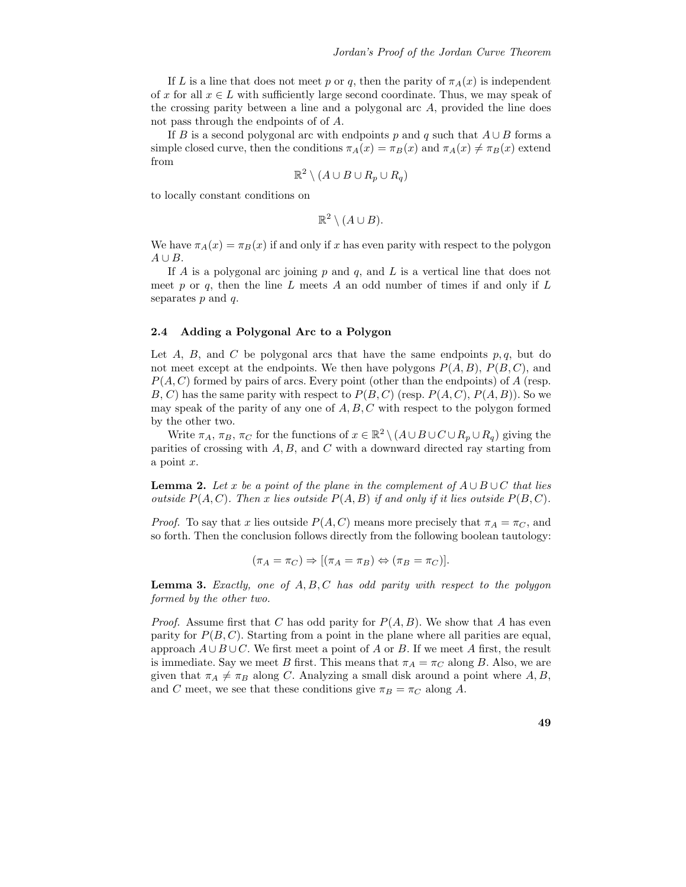If $L$ is a line that does not meet $p$ or $q$, then the parity of $\pi_A(x)$ is independent of $x$ for all $x \in L$ with sufficiently large second coordinate. Thus, we may speak of the crossing parity between a line and a polygonal arc $A$, provided the line does not pass through the endpoints of of $A$.

If $B$ is a second polygonal arc with endpoints $p$ and $q$ such that $A \cup B$ forms a simple closed curve, then the conditions $\pi_A(x) = \pi_B(x)$ and $\pi_A(x) \neq \pi_B(x)$ extend from

$$\mathbb{R}^2 \setminus (A \cup B \cup R_p \cup R_q)$$

to locally constant conditions on

$$\mathbb{R}^2 \setminus (A \cup B).$$

We have $\pi_A(x) = \pi_B(x)$ if and only if $x$ has even parity with respect to the polygon $A \cup B$.

If $A$ is a polygonal arc joining $p$ and $q$, and $L$ is a vertical line that does not meet $p$ or $q$, then the line $L$ meets $A$ an odd number of times if and only if $L$ separates $p$ and $q$.

### 2.4 Adding a Polygonal Arc to a Polygon

Let $A$, $B$, and $C$ be polygonal arcs that have the same endpoints $p, q$, but do not meet except at the endpoints. We then have polygons $P(A,B)$, $P(B,C)$, and $P(A,C)$ formed by pairs of arcs. Every point (other than the endpoints) of $A$ (resp. $B$, $C$) has the same parity with respect to $P(B,C)$ (resp. $P(A,C)$, $P(A,B)$). So we may speak of the parity of any one of $A, B, C$ with respect to the polygon formed by the other two.

Write $\pi_A$, $\pi_B$, $\pi_C$ for the functions of $x \in \mathbb{R}^2 \setminus (A \cup B \cup C \cup R_p \cup R_q)$ giving the parities of crossing with $A, B$, and $C$ with a downward directed ray starting from a point $x$.

**Lemma 2.** *Let $x$ be a point of the plane in the complement of $A \cup B \cup C$ that lies outside $P(A,C)$. Then $x$ lies outside $P(A,B)$ if and only if it lies outside $P(B,C)$.*

*Proof.* To say that $x$ lies outside $P(A,C)$ means more precisely that $\pi_A = \pi_C$, and so forth. Then the conclusion follows directly from the following boolean tautology:

$$(\pi_A = \pi_C) \Rightarrow [(\pi_A = \pi_B) \Leftrightarrow (\pi_B = \pi_C)].$$

**Lemma 3.** *Exactly, one of $A, B, C$ has odd parity with respect to the polygon formed by the other two.*

*Proof.* Assume first that $C$ has odd parity for $P(A,B)$. We show that $A$ has even parity for $P(B,C)$. Starting from a point in the plane where all parities are equal, approach $A \cup B \cup C$. We first meet a point of $A$ or $B$. If we meet $A$ first, the result is immediate. Say we meet $B$ first. This means that $\pi_A = \pi_C$ along $B$. Also, we are given that $\pi_A \neq \pi_B$ along $C$. Analyzing a small disk around a point where $A, B$, and $C$ meet, we see that these conditions give $\pi_B = \pi_C$ along $A$.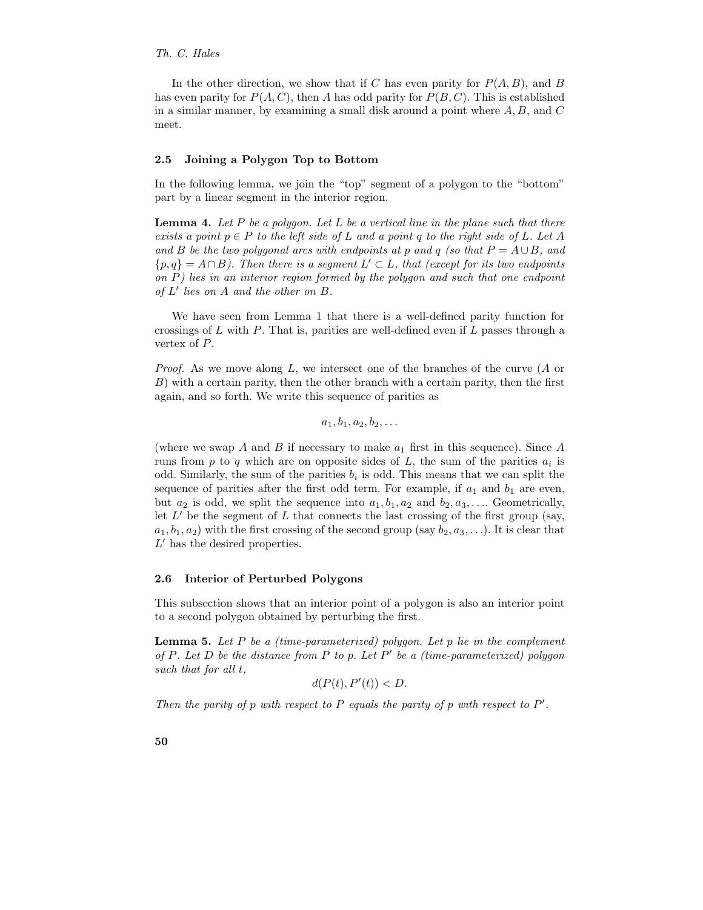In the other direction, we show that if $C$ has even parity for $P(A, B)$, and $B$ has even parity for $P(A, C)$, then $A$ has odd parity for $P(B, C)$. This is established in a similar manner, by examining a small disk around a point where $A$, $B$, and $C$ meet.

### 2.5 Joining a Polygon Top to Bottom

In the following lemma, we join the "top" segment of a polygon to the "bottom" part by a linear segment in the interior region.

**Lemma 4.** *Let $P$ be a polygon. Let $L$ be a vertical line in the plane such that there exists a point $p \in P$ to the left side of $L$ and a point $q$ to the right side of $L$. Let $A$ and $B$ be the two polygonal arcs with endpoints at $p$ and $q$ (so that $P = A \cup B$, and $\{p, q\} = A \cap B$). Then there is a segment $L' \subset L$, that (except for its two endpoints on $P$) lies in an interior region formed by the polygon and such that one endpoint of $L'$ lies on $A$ and the other on $B$.*

We have seen from Lemma 1 that there is a well-defined parity function for crossings of $L$ with $P$. That is, parities are well-defined even if $L$ passes through a vertex of $P$.

*Proof.* As we move along $L$, we intersect one of the branches of the curve ($A$ or $B$) with a certain parity, then the other branch with a certain parity, then the first again, and so forth. We write this sequence of parities as

$$a_1, b_1, a_2, b_2, \ldots$$

(where we swap $A$ and $B$ if necessary to make $a_1$ first in this sequence). Since $A$ runs from $p$ to $q$ which are on opposite sides of $L$, the sum of the parities $a_i$ is odd. Similarly, the sum of the parities $b_i$ is odd. This means that we can split the sequence of parities after the first odd term. For example, if $a_1$ and $b_1$ are even, but $a_2$ is odd, we split the sequence into $a_1, b_1, a_2$ and $b_2, a_3, \ldots$. Geometrically, let $L'$ be the segment of $L$ that connects the last crossing of the first group (say, $a_1, b_1, a_2$) with the first crossing of the second group (say $b_2, a_3, \ldots$). It is clear that $L'$ has the desired properties.

### 2.6 Interior of Perturbed Polygons

This subsection shows that an interior point of a polygon is also an interior point to a second polygon obtained by perturbing the first.

**Lemma 5.** *Let $P$ be a (time-parameterized) polygon. Let $p$ lie in the complement of $P$. Let $D$ be the distance from $P$ to $p$. Let $P'$ be a (time-parameterized) polygon such that for all $t$,*

$$d(P(t), P'(t)) < D.$$

*Then the parity of $p$ with respect to $P$ equals the parity of $p$ with respect to $P'$.*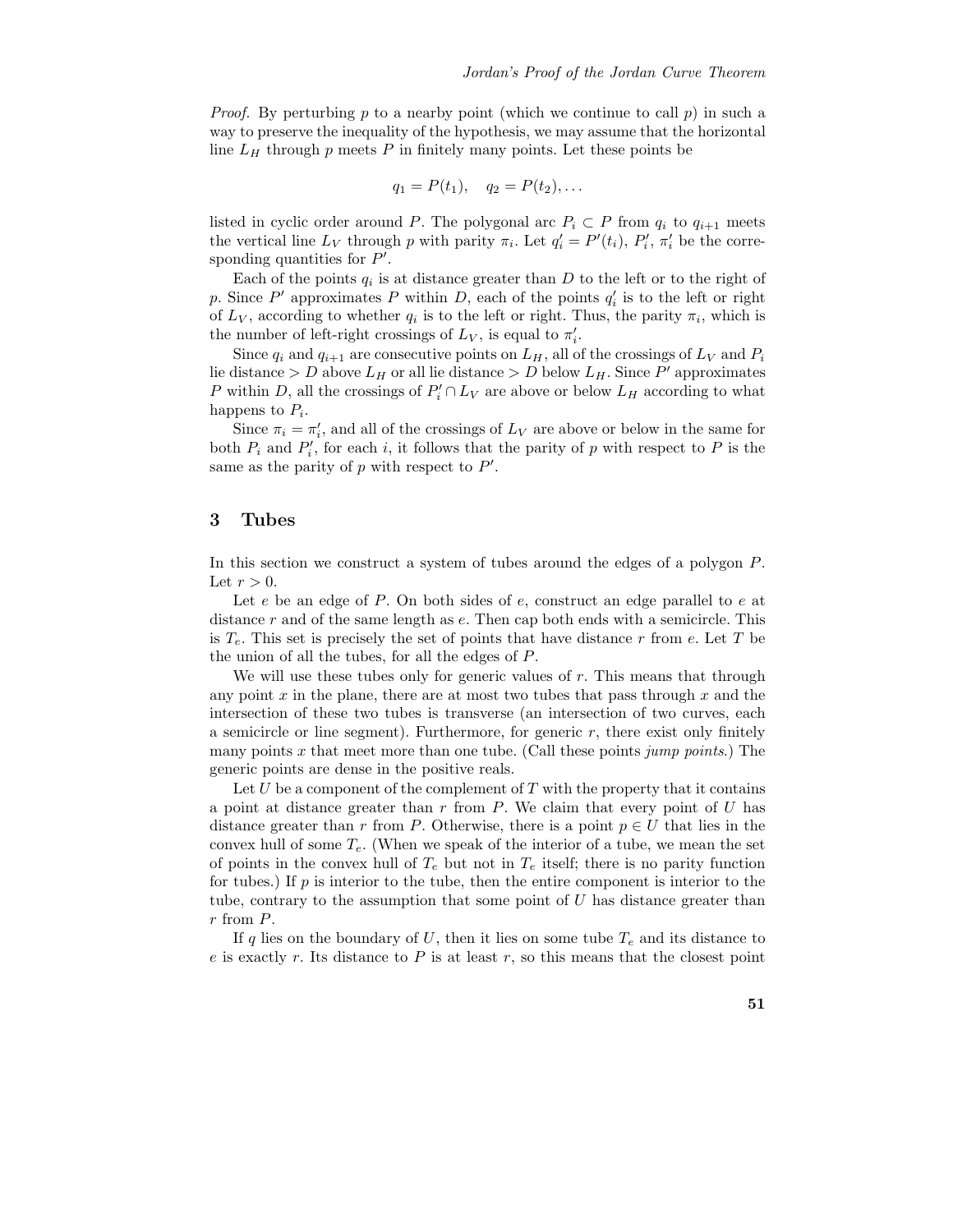*Proof.* By perturbing $p$ to a nearby point (which we continue to call $p$) in such a way to preserve the inequality of the hypothesis, we may assume that the horizontal line $L_H$ through $p$ meets $P$ in finitely many points. Let these points be

$$q_1 = P(t_1), \quad q_2 = P(t_2), \ldots$$

listed in cyclic order around $P$. The polygonal arc $P_i \subset P$ from $q_i$ to $q_{i+1}$ meets the vertical line $L_V$ through $p$ with parity $\pi_i$. Let $q_i' = P'(t_i)$, $P_i'$, $\pi_i'$ be the corresponding quantities for $P'$.

Each of the points $q_i$ is at distance greater than $D$ to the left or to the right of $p$. Since $P'$ approximates $P$ within $D$, each of the points $q_i'$ is to the left or right of $L_V$, according to whether $q_i$ is to the left or right. Thus, the parity $\pi_i$, which is the number of left-right crossings of $L_V$, is equal to $\pi_i'$.

Since $q_i$ and $q_{i+1}$ are consecutive points on $L_H$, all of the crossings of $L_V$ and $P_i$ lie distance $> D$ above $L_H$ or all lie distance $> D$ below $L_H$. Since $P'$ approximates $P$ within $D$, all the crossings of $P_i' \cap L_V$ are above or below $L_H$ according to what happens to $P_i$.

Since $\pi_i = \pi_i'$, and all of the crossings of $L_V$ are above or below in the same for both $P_i$ and $P_i'$, for each $i$, it follows that the parity of $p$ with respect to $P$ is the same as the parity of $p$ with respect to $P'$.

## 3 Tubes

In this section we construct a system of tubes around the edges of a polygon $P$. Let $r > 0$.

Let $e$ be an edge of $P$. On both sides of $e$, construct an edge parallel to $e$ at distance $r$ and of the same length as $e$. Then cap both ends with a semicircle. This is $T_e$. This set is precisely the set of points that have distance $r$ from $e$. Let $T$ be the union of all the tubes, for all the edges of $P$.

We will use these tubes only for generic values of $r$. This means that through any point $x$ in the plane, there are at most two tubes that pass through $x$ and the intersection of these two tubes is transverse (an intersection of two curves, each a semicircle or line segment). Furthermore, for generic $r$, there exist only finitely many points $x$ that meet more than one tube. (Call these points *jump points*.) The generic points are dense in the positive reals.

Let $U$ be a component of the complement of $T$ with the property that it contains a point at distance greater than $r$ from $P$. We claim that every point of $U$ has distance greater than $r$ from $P$. Otherwise, there is a point $p \in U$ that lies in the convex hull of some $T_e$. (When we speak of the interior of a tube, we mean the set of points in the convex hull of $T_e$ but not in $T_e$ itself; there is no parity function for tubes.) If $p$ is interior to the tube, then the entire component is interior to the tube, contrary to the assumption that some point of $U$ has distance greater than $r$ from $P$.

If $q$ lies on the boundary of $U$, then it lies on some tube $T_e$ and its distance to $e$ is exactly $r$. Its distance to $P$ is at least $r$, so this means that the closest point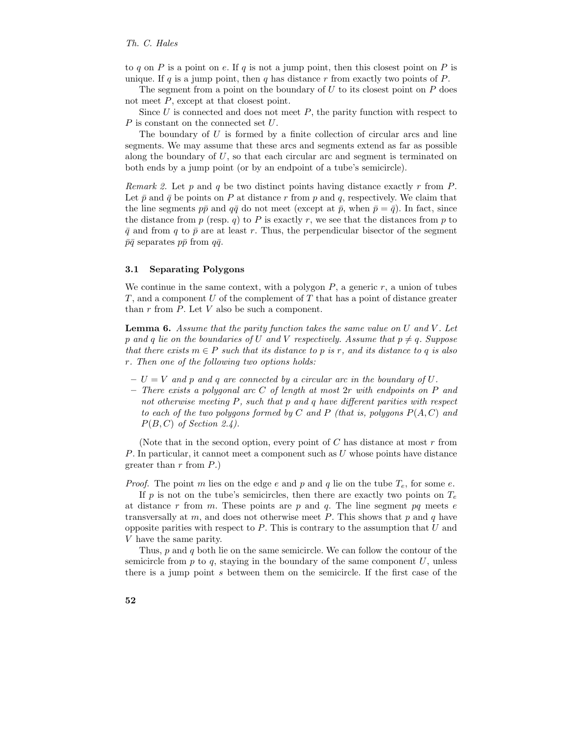to $q$ on $P$ is a point on $e$. If $q$ is not a jump point, then this closest point on $P$ is unique. If $q$ is a jump point, then $q$ has distance $r$ from exactly two points of $P$.

The segment from a point on the boundary of $U$ to its closest point on $P$ does not meet $P$, except at that closest point.

Since $U$ is connected and does not meet $P$, the parity function with respect to $P$ is constant on the connected set $U$.

The boundary of $U$ is formed by a finite collection of circular arcs and line segments. We may assume that these arcs and segments extend as far as possible along the boundary of $U$, so that each circular arc and segment is terminated on both ends by a jump point (or by an endpoint of a tube's semicircle).

*Remark 2.* Let $p$ and $q$ be two distinct points having distance exactly $r$ from $P$. Let $\bar{p}$ and $\bar{q}$ be points on $P$ at distance $r$ from $p$ and $q$, respectively. We claim that the line segments $p\bar{p}$ and $q\bar{q}$ do not meet (except at $\bar{p}$, when $\bar{p} = \bar{q}$). In fact, since the distance from $p$ (resp. $q$) to $P$ is exactly $r$, we see that the distances from $p$ to $\bar{q}$ and from $q$ to $\bar{p}$ are at least $r$. Thus, the perpendicular bisector of the segment $\bar{p}\bar{q}$ separates $p\bar{p}$ from $q\bar{q}$.

### 3.1 Separating Polygons

We continue in the same context, with a polygon $P$, a generic $r$, a union of tubes $T$, and a component $U$ of the complement of $T$ that has a point of distance greater than $r$ from $P$. Let $V$ also be such a component.

**Lemma 6.** *Assume that the parity function takes the same value on $U$ and $V$. Let $p$ and $q$ lie on the boundaries of $U$ and $V$ respectively. Assume that $p \neq q$. Suppose that there exists $m \in P$ such that its distance to $p$ is $r$, and its distance to $q$ is also $r$. Then one of the following two options holds:*

- *$U = V$ and $p$ and $q$ are connected by a circular arc in the boundary of $U$.*
- *There exists a polygonal arc $C$ of length at most $2r$ with endpoints on $P$ and not otherwise meeting $P$, such that $p$ and $q$ have different parities with respect to each of the two polygons formed by $C$ and $P$ (that is, polygons $P(A, C)$ and $P(B, C)$ of Section 2.4).*

(Note that in the second option, every point of $C$ has distance at most $r$ from $P$. In particular, it cannot meet a component such as $U$ whose points have distance greater than $r$ from $P$.)

*Proof.* The point $m$ lies on the edge $e$ and $p$ and $q$ lie on the tube $T_e$, for some $e$.

If $p$ is not on the tube's semicircles, then there are exactly two points on $T_e$ at distance $r$ from $m$. These points are $p$ and $q$. The line segment $pq$ meets $e$ transversally at $m$, and does not otherwise meet $P$. This shows that $p$ and $q$ have opposite parities with respect to $P$. This is contrary to the assumption that $U$ and $V$ have the same parity.

Thus, $p$ and $q$ both lie on the same semicircle. We can follow the contour of the semicircle from $p$ to $q$, staying in the boundary of the same component $U$, unless there is a jump point $s$ between them on the semicircle. If the first case of the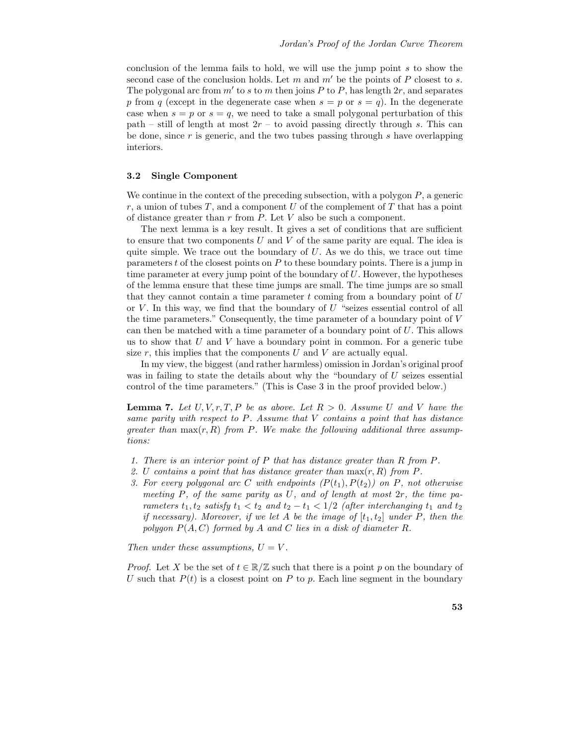conclusion of the lemma fails to hold, we will use the jump point $s$ to show the second case of the conclusion holds. Let $m$ and $m'$ be the points of $P$ closest to $s$. The polygonal arc from $m'$ to $s$ to $m$ then joins $P$ to $P$, has length $2r$, and separates $p$ from $q$ (except in the degenerate case when $s = p$ or $s = q$). In the degenerate case when $s = p$ or $s = q$, we need to take a small polygonal perturbation of this path – still of length at most $2r$ – to avoid passing directly through $s$. This can be done, since $r$ is generic, and the two tubes passing through $s$ have overlapping interiors.

### 3.2 Single Component

We continue in the context of the preceding subsection, with a polygon $P$, a generic $r$, a union of tubes $T$, and a component $U$ of the complement of $T$ that has a point of distance greater than $r$ from $P$. Let $V$ also be such a component.

The next lemma is a key result. It gives a set of conditions that are sufficient to ensure that two components $U$ and $V$ of the same parity are equal. The idea is quite simple. We trace out the boundary of $U$. As we do this, we trace out time parameters $t$ of the closest points on $P$ to these boundary points. There is a jump in time parameter at every jump point of the boundary of $U$. However, the hypotheses of the lemma ensure that these time jumps are small. The time jumps are so small that they cannot contain a time parameter $t$ coming from a boundary point of $U$ or $V$. In this way, we find that the boundary of $U$ "seizes essential control of all the time parameters." Consequently, the time parameter of a boundary point of $V$ can then be matched with a time parameter of a boundary point of $U$. This allows us to show that $U$ and $V$ have a boundary point in common. For a generic tube size $r$, this implies that the components $U$ and $V$ are actually equal.

In my view, the biggest (and rather harmless) omission in Jordan's original proof was in failing to state the details about why the "boundary of $U$ seizes essential control of the time parameters." (This is Case 3 in the proof provided below.)

**Lemma 7.** *Let $U, V, r, T, P$ be as above. Let $R > 0$. Assume $U$ and $V$ have the same parity with respect to $P$. Assume that $V$ contains a point that has distance greater than $\max(r, R)$ from $P$. We make the following additional three assumptions:*

1. *There is an interior point of $P$ that has distance greater than $R$ from $P$.*
2. *$U$ contains a point that has distance greater than $\max(r, R)$ from $P$.*
3. *For every polygonal arc $C$ with endpoints $(P(t_1), P(t_2))$ on $P$, not otherwise meeting $P$, of the same parity as $U$, and of length at most $2r$, the time parameters $t_1, t_2$ satisfy $t_1 < t_2$ and $t_2 - t_1 < 1/2$ (after interchanging $t_1$ and $t_2$ if necessary). Moreover, if we let $A$ be the image of $[t_1, t_2]$ under $P$, then the polygon $P(A, C)$ formed by $A$ and $C$ lies in a disk of diameter $R$.*

*Then under these assumptions, $U = V$.*

*Proof.* Let $X$ be the set of $t \in \mathbb{R}/\mathbb{Z}$ such that there is a point $p$ on the boundary of $U$ such that $P(t)$ is a closest point on $P$ to $p$. Each line segment in the boundary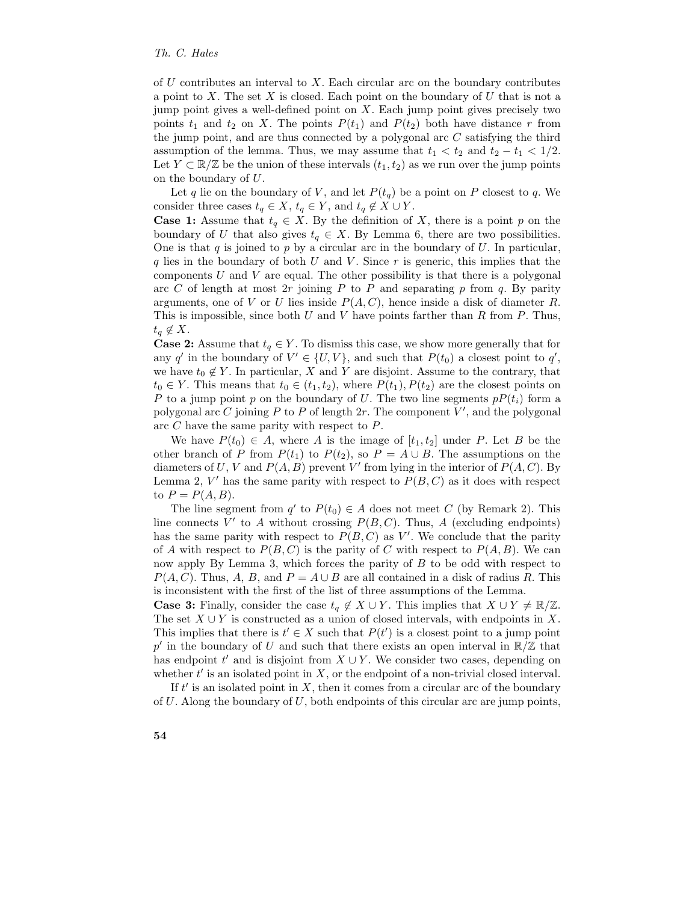of $U$ contributes an interval to $X$. Each circular arc on the boundary contributes a point to $X$. The set $X$ is closed. Each point on the boundary of $U$ that is not a jump point gives a well-defined point on $X$. Each jump point gives precisely two points $t_1$ and $t_2$ on $X$. The points $P(t_1)$ and $P(t_2)$ both have distance $r$ from the jump point, and are thus connected by a polygonal arc $C$ satisfying the third assumption of the lemma. Thus, we may assume that $t_1 < t_2$ and $t_2 - t_1 < 1/2$. Let $Y \subset \mathbb{R}/\mathbb{Z}$ be the union of these intervals $(t_1, t_2)$ as we run over the jump points on the boundary of $U$.

Let $q$ lie on the boundary of $V$, and let $P(t_q)$ be a point on $P$ closest to $q$. We consider three cases $t_q \in X$, $t_q \in Y$, and $t_q \notin X \cup Y$.

**Case 1:** Assume that $t_q \in X$. By the definition of $X$, there is a point $p$ on the boundary of $U$ that also gives $t_q \in X$. By Lemma 6, there are two possibilities. One is that $q$ is joined to $p$ by a circular arc in the boundary of $U$. In particular, $q$ lies in the boundary of both $U$ and $V$. Since $r$ is generic, this implies that the components $U$ and $V$ are equal. The other possibility is that there is a polygonal arc $C$ of length at most $2r$ joining $P$ to $P$ and separating $p$ from $q$. By parity arguments, one of $V$ or $U$ lies inside $P(A, C)$, hence inside a disk of diameter $R$. This is impossible, since both $U$ and $V$ have points farther than $R$ from $P$. Thus, $t_q \notin X$.

**Case 2:** Assume that $t_q \in Y$. To dismiss this case, we show more generally that for any $q'$ in the boundary of $V' \in \{U, V\}$, and such that $P(t_0)$ a closest point to $q'$, we have $t_0 \notin Y$. In particular, $X$ and $Y$ are disjoint. Assume to the contrary, that $t_0 \in Y$. This means that $t_0 \in (t_1, t_2)$, where $P(t_1), P(t_2)$ are the closest points on $P$ to a jump point $p$ on the boundary of $U$. The two line segments $pP(t_i)$ form a polygonal arc $C$ joining $P$ to $P$ of length $2r$. The component $V'$, and the polygonal arc $C$ have the same parity with respect to $P$.

We have $P(t_0) \in A$, where $A$ is the image of $[t_1, t_2]$ under $P$. Let $B$ be the other branch of $P$ from $P(t_1)$ to $P(t_2)$, so $P = A \cup B$. The assumptions on the diameters of $U$, $V$ and $P(A, B)$ prevent $V'$ from lying in the interior of $P(A, C)$. By Lemma 2, $V'$ has the same parity with respect to $P(B, C)$ as it does with respect to $P = P(A, B)$.

The line segment from $q'$ to $P(t_0) \in A$ does not meet $C$ (by Remark 2). This line connects $V'$ to $A$ without crossing $P(B, C)$. Thus, $A$ (excluding endpoints) has the same parity with respect to $P(B, C)$ as $V'$. We conclude that the parity of $A$ with respect to $P(B, C)$ is the parity of $C$ with respect to $P(A, B)$. We can now apply By Lemma 3, which forces the parity of $B$ to be odd with respect to $P(A, C)$. Thus, $A$, $B$, and $P = A \cup B$ are all contained in a disk of radius $R$. This is inconsistent with the first of the list of three assumptions of the Lemma.

**Case 3:** Finally, consider the case $t_q \notin X \cup Y$. This implies that $X \cup Y \neq \mathbb{R}/\mathbb{Z}$. The set $X \cup Y$ is constructed as a union of closed intervals, with endpoints in $X$. This implies that there is $t' \in X$ such that $P(t')$ is a closest point to a jump point $p'$ in the boundary of $U$ and such that there exists an open interval in $\mathbb{R}/\mathbb{Z}$ that has endpoint $t'$ and is disjoint from $X \cup Y$. We consider two cases, depending on whether $t'$ is an isolated point in $X$, or the endpoint of a non-trivial closed interval.

If $t'$ is an isolated point in $X$, then it comes from a circular arc of the boundary of $U$. Along the boundary of $U$, both endpoints of this circular arc are jump points,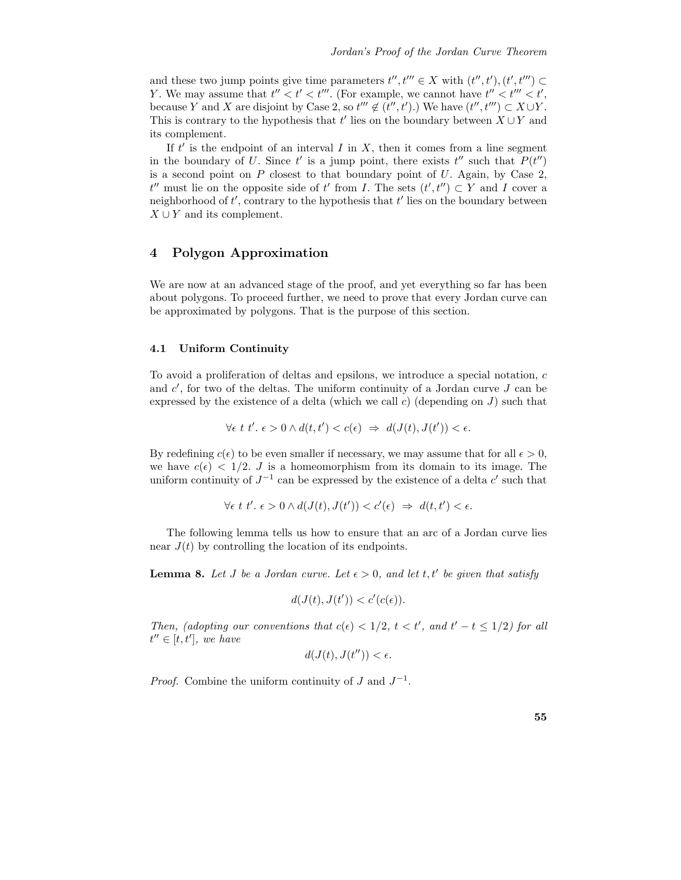and these two jump points give time parameters $t'', t''' \in X$ with $(t'', t'), (t', t''') \subset Y$. We may assume that $t'' < t' < t'''$. (For example, we cannot have $t'' < t''' < t'$, because $Y$ and $X$ are disjoint by Case 2, so $t''' \notin (t'', t')$.) We have $(t'', t''') \subset X \cup Y$. This is contrary to the hypothesis that $t'$ lies on the boundary between $X \cup Y$ and its complement.

If $t'$ is the endpoint of an interval $I$ in $X$, then it comes from a line segment in the boundary of $U$. Since $t'$ is a jump point, there exists $t''$ such that $P(t'')$ is a second point on $P$ closest to that boundary point of $U$. Again, by Case 2, $t''$ must lie on the opposite side of $t'$ from $I$. The sets $(t', t'') \subset Y$ and $I$ cover a neighborhood of $t'$, contrary to the hypothesis that $t'$ lies on the boundary between $X \cup Y$ and its complement.

## 4 Polygon Approximation

We are now at an advanced stage of the proof, and yet everything so far has been about polygons. To proceed further, we need to prove that every Jordan curve can be approximated by polygons. That is the purpose of this section.

### 4.1 Uniform Continuity

To avoid a proliferation of deltas and epsilons, we introduce a special notation, $c$ and $c'$, for two of the deltas. The uniform continuity of a Jordan curve $J$ can be expressed by the existence of a delta (which we call $c$) (depending on $J$) such that

$$\forall \epsilon\ t\ t'.\ \epsilon > 0 \wedge d(t, t') < c(\epsilon) \ \Rightarrow\ d(J(t), J(t')) < \epsilon.$$

By redefining $c(\epsilon)$ to be even smaller if necessary, we may assume that for all $\epsilon > 0$, we have $c(\epsilon) < 1/2$. $J$ is a homeomorphism from its domain to its image. The uniform continuity of $J^{-1}$ can be expressed by the existence of a delta $c'$ such that

$$\forall \epsilon\ t\ t'.\ \epsilon > 0 \wedge d(J(t), J(t')) < c'(\epsilon) \ \Rightarrow\ d(t, t') < \epsilon.$$

The following lemma tells us how to ensure that an arc of a Jordan curve lies near $J(t)$ by controlling the location of its endpoints.

**Lemma 8.** *Let $J$ be a Jordan curve. Let $\epsilon > 0$, and let $t, t'$ be given that satisfy*

$$d(J(t), J(t')) < c'(c(\epsilon)).$$

*Then, (adopting our conventions that $c(\epsilon) < 1/2$, $t < t'$, and $t' - t \leq 1/2$) for all $t'' \in [t, t']$, we have*

$$d(J(t), J(t'')) < \epsilon.$$

*Proof.* Combine the uniform continuity of $J$ and $J^{-1}$.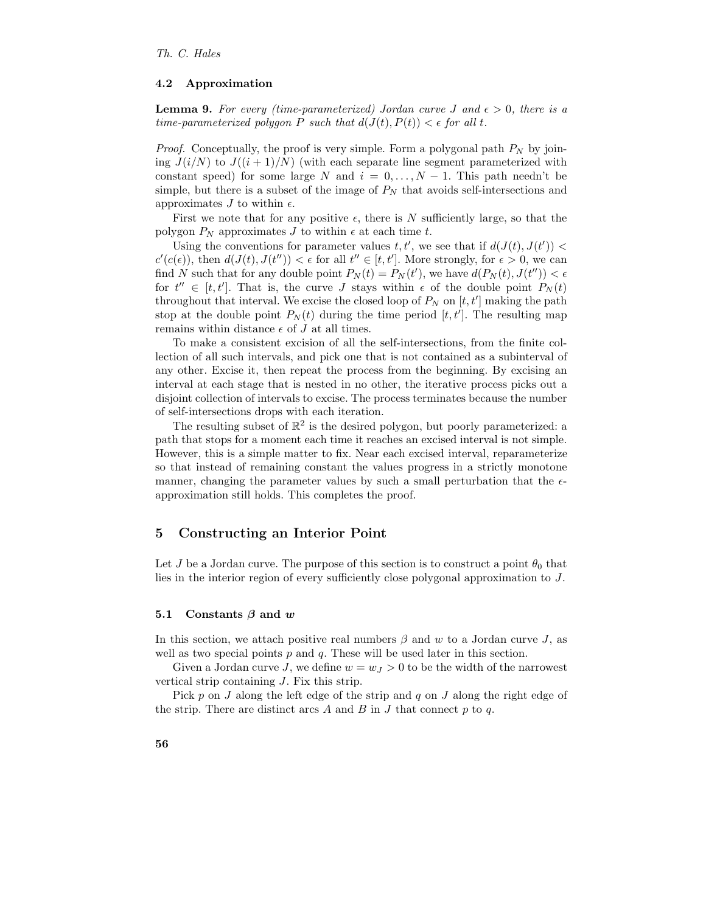### 4.2 Approximation

**Lemma 9.** *For every (time-parameterized) Jordan curve $J$ and $\epsilon > 0$, there is a time-parameterized polygon $P$ such that $d(J(t), P(t)) < \epsilon$ for all $t$.*

*Proof.* Conceptually, the proof is very simple. Form a polygonal path $P_N$ by joining $J(i/N)$ to $J((i+1)/N)$ (with each separate line segment parameterized with constant speed) for some large $N$ and $i = 0, \ldots, N-1$. This path needn't be simple, but there is a subset of the image of $P_N$ that avoids self-intersections and approximates $J$ to within $\epsilon$.

First we note that for any positive $\epsilon$, there is $N$ sufficiently large, so that the polygon $P_N$ approximates $J$ to within $\epsilon$ at each time $t$.

Using the conventions for parameter values $t, t'$, we see that if $d(J(t), J(t')) < c'(c(\epsilon))$, then $d(J(t), J(t'')) < \epsilon$ for all $t'' \in [t, t']$. More strongly, for $\epsilon > 0$, we can find $N$ such that for any double point $P_N(t) = P_N(t')$, we have $d(P_N(t), J(t'')) < \epsilon$ for $t'' \in [t, t']$. That is, the curve $J$ stays within $\epsilon$ of the double point $P_N(t)$ throughout that interval. We excise the closed loop of $P_N$ on $[t, t']$ making the path stop at the double point $P_N(t)$ during the time period $[t, t']$. The resulting map remains within distance $\epsilon$ of $J$ at all times.

To make a consistent excision of all the self-intersections, from the finite collection of all such intervals, and pick one that is not contained as a subinterval of any other. Excise it, then repeat the process from the beginning. By excising an interval at each stage that is nested in no other, the iterative process picks out a disjoint collection of intervals to excise. The process terminates because the number of self-intersections drops with each iteration.

The resulting subset of $\mathbb{R}^2$ is the desired polygon, but poorly parameterized: a path that stops for a moment each time it reaches an excised interval is not simple. However, this is a simple matter to fix. Near each excised interval, reparameterize so that instead of remaining constant the values progress in a strictly monotone manner, changing the parameter values by such a small perturbation that the $\epsilon$-approximation still holds. This completes the proof.

## 5 Constructing an Interior Point

Let $J$ be a Jordan curve. The purpose of this section is to construct a point $\theta_0$ that lies in the interior region of every sufficiently close polygonal approximation to $J$.

### 5.1 Constants $\beta$ and $w$

In this section, we attach positive real numbers $\beta$ and $w$ to a Jordan curve $J$, as well as two special points $p$ and $q$. These will be used later in this section.

Given a Jordan curve $J$, we define $w = w_J > 0$ to be the width of the narrowest vertical strip containing $J$. Fix this strip.

Pick $p$ on $J$ along the left edge of the strip and $q$ on $J$ along the right edge of the strip. There are distinct arcs $A$ and $B$ in $J$ that connect $p$ to $q$.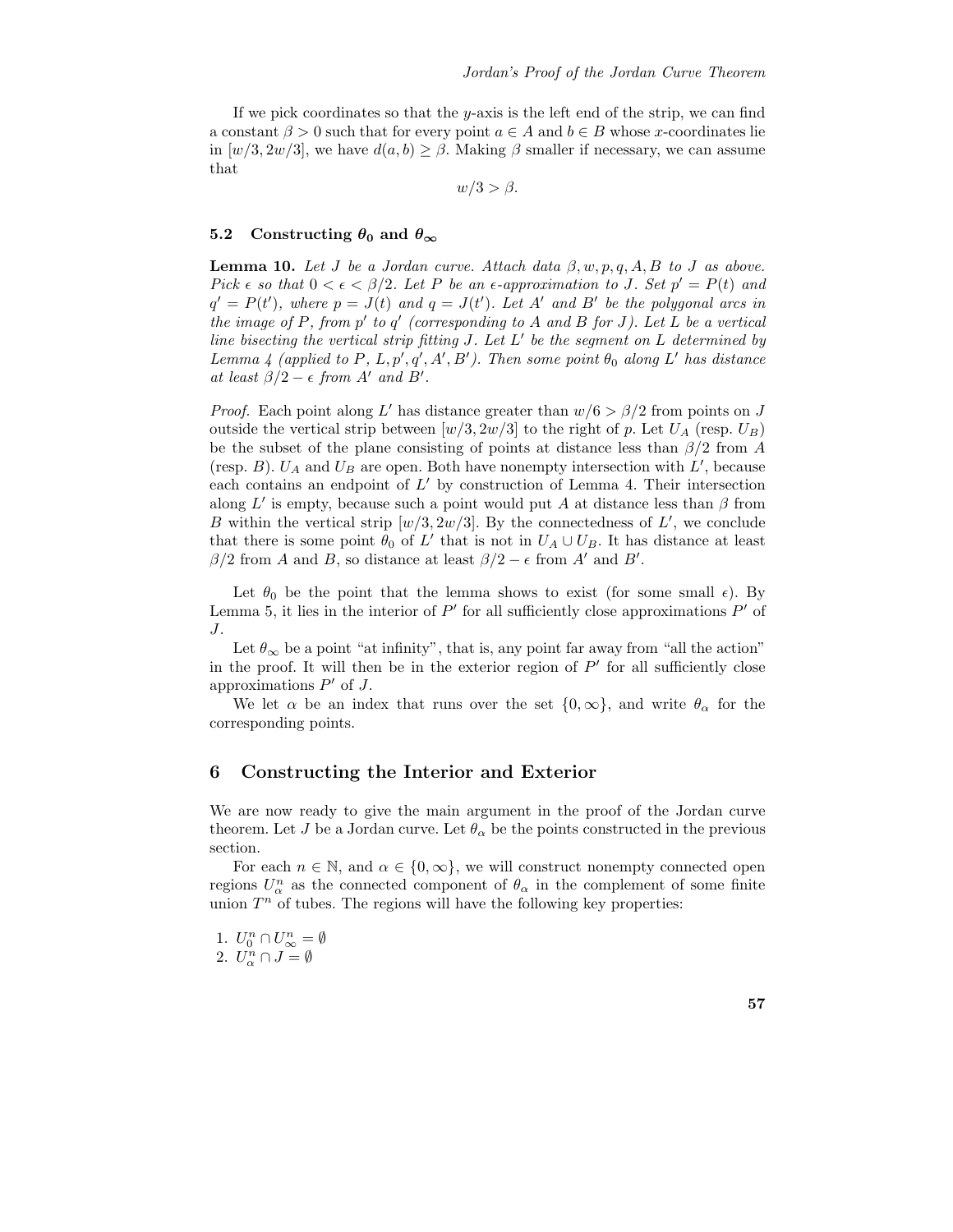If we pick coordinates so that the $y$-axis is the left end of the strip, we can find a constant $\beta > 0$ such that for every point $a \in A$ and $b \in B$ whose $x$-coordinates lie in $[w/3, 2w/3]$, we have $d(a, b) \geq \beta$. Making $\beta$ smaller if necessary, we can assume that

$$w/3 > \beta.$$

### 5.2 Constructing $\theta_0$ and $\theta_\infty$

**Lemma 10.** *Let $J$ be a Jordan curve. Attach data $\beta, w, p, q, A, B$ to $J$ as above. Pick $\epsilon$ so that $0 < \epsilon < \beta/2$. Let $P$ be an $\epsilon$-approximation to $J$. Set $p' = P(t)$ and $q' = P(t')$, where $p = J(t)$ and $q = J(t')$. Let $A'$ and $B'$ be the polygonal arcs in the image of $P$, from $p'$ to $q'$ (corresponding to $A$ and $B$ for $J$). Let $L$ be a vertical line bisecting the vertical strip fitting $J$. Let $L'$ be the segment on $L$ determined by Lemma 4 (applied to $P$, $L, p', q', A', B'$). Then some point $\theta_0$ along $L'$ has distance at least $\beta/2 - \epsilon$ from $A'$ and $B'$.*

*Proof.* Each point along $L'$ has distance greater than $w/6 > \beta/2$ from points on $J$ outside the vertical strip between $[w/3, 2w/3]$ to the right of $p$. Let $U_A$ (resp. $U_B$) be the subset of the plane consisting of points at distance less than $\beta/2$ from $A$ (resp. $B$). $U_A$ and $U_B$ are open. Both have nonempty intersection with $L'$, because each contains an endpoint of $L'$ by construction of Lemma 4. Their intersection along $L'$ is empty, because such a point would put $A$ at distance less than $\beta$ from $B$ within the vertical strip $[w/3, 2w/3]$. By the connectedness of $L'$, we conclude that there is some point $\theta_0$ of $L'$ that is not in $U_A \cup U_B$. It has distance at least $\beta/2$ from $A$ and $B$, so distance at least $\beta/2 - \epsilon$ from $A'$ and $B'$.

Let $\theta_0$ be the point that the lemma shows to exist (for some small $\epsilon$). By Lemma 5, it lies in the interior of $P'$ for all sufficiently close approximations $P'$ of $J$.

Let $\theta_\infty$ be a point "at infinity", that is, any point far away from "all the action" in the proof. It will then be in the exterior region of $P'$ for all sufficiently close approximations $P'$ of $J$.

We let $\alpha$ be an index that runs over the set $\{0, \infty\}$, and write $\theta_\alpha$ for the corresponding points.

## 6 Constructing the Interior and Exterior

We are now ready to give the main argument in the proof of the Jordan curve theorem. Let $J$ be a Jordan curve. Let $\theta_\alpha$ be the points constructed in the previous section.

For each $n \in \mathbb{N}$, and $\alpha \in \{0, \infty\}$, we will construct nonempty connected open regions $U_\alpha^n$ as the connected component of $\theta_\alpha$ in the complement of some finite union $T^n$ of tubes. The regions will have the following key properties:

1. $U_0^n \cap U_\infty^n = \emptyset$
2. $U_\alpha^n \cap J = \emptyset$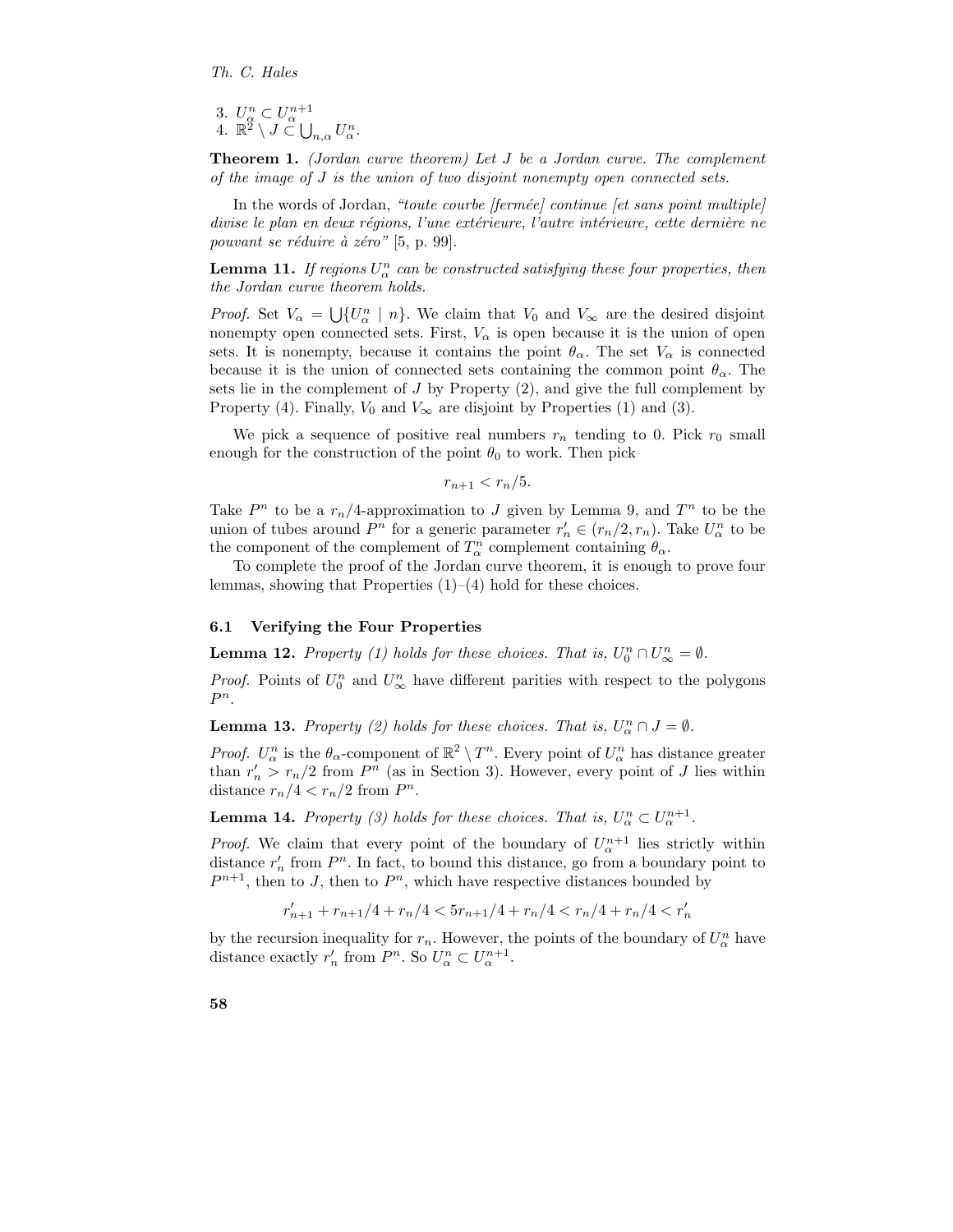3. $U_\alpha^n \subset U_\alpha^{n+1}$
4. $\mathbb{R}^2 \setminus J \subset \bigcup_{n,\alpha} U_\alpha^n$.

**Theorem 1.** *(Jordan curve theorem) Let $J$ be a Jordan curve. The complement of the image of $J$ is the union of two disjoint nonempty open connected sets.*

In the words of Jordan, *"toute courbe [fermée] continue [et sans point multiple] divise le plan en deux régions, l'une extérieure, l'autre intérieure, cette dernière ne pouvant se réduire à zéro"* [5, p. 99].

**Lemma 11.** *If regions $U_\alpha^n$ can be constructed satisfying these four properties, then the Jordan curve theorem holds.*

*Proof.* Set $V_\alpha = \bigcup\{U_\alpha^n \mid n\}$. We claim that $V_0$ and $V_\infty$ are the desired disjoint nonempty open connected sets. First, $V_\alpha$ is open because it is the union of open sets. It is nonempty, because it contains the point $\theta_\alpha$. The set $V_\alpha$ is connected because it is the union of connected sets containing the common point $\theta_\alpha$. The sets lie in the complement of $J$ by Property (2), and give the full complement by Property (4). Finally, $V_0$ and $V_\infty$ are disjoint by Properties (1) and (3).

We pick a sequence of positive real numbers $r_n$ tending to 0. Pick $r_0$ small enough for the construction of the point $\theta_0$ to work. Then pick

$$r_{n+1} < r_n/5.$$

Take $P^n$ to be a $r_n/4$-approximation to $J$ given by Lemma 9, and $T^n$ to be the union of tubes around $P^n$ for a generic parameter $r'_n \in (r_n/2, r_n)$. Take $U_\alpha^n$ to be the component of the complement of $T_\alpha^n$ complement containing $\theta_\alpha$.

To complete the proof of the Jordan curve theorem, it is enough to prove four lemmas, showing that Properties (1)–(4) hold for these choices.

### 6.1 Verifying the Four Properties

**Lemma 12.** *Property (1) holds for these choices. That is, $U_0^n \cap U_\infty^n = \emptyset$.*

*Proof.* Points of $U_0^n$ and $U_\infty^n$ have different parities with respect to the polygons $P^n$.

**Lemma 13.** *Property (2) holds for these choices. That is, $U_\alpha^n \cap J = \emptyset$.*

*Proof.* $U_\alpha^n$ is the $\theta_\alpha$-component of $\mathbb{R}^2 \setminus T^n$. Every point of $U_\alpha^n$ has distance greater than $r'_n > r_n/2$ from $P^n$ (as in Section 3). However, every point of $J$ lies within distance $r_n/4 < r_n/2$ from $P^n$.

**Lemma 14.** *Property (3) holds for these choices. That is, $U_\alpha^n \subset U_\alpha^{n+1}$.*

*Proof.* We claim that every point of the boundary of $U_\alpha^{n+1}$ lies strictly within distance $r'_n$ from $P^n$. In fact, to bound this distance, go from a boundary point to $P^{n+1}$, then to $J$, then to $P^n$, which have respective distances bounded by

$$r'_{n+1} + r_{n+1}/4 + r_n/4 < 5r_{n+1}/4 + r_n/4 < r_n/4 + r_n/4 < r'_n$$

by the recursion inequality for $r_n$. However, the points of the boundary of $U_\alpha^n$ have distance exactly $r'_n$ from $P^n$. So $U_\alpha^n \subset U_\alpha^{n+1}$.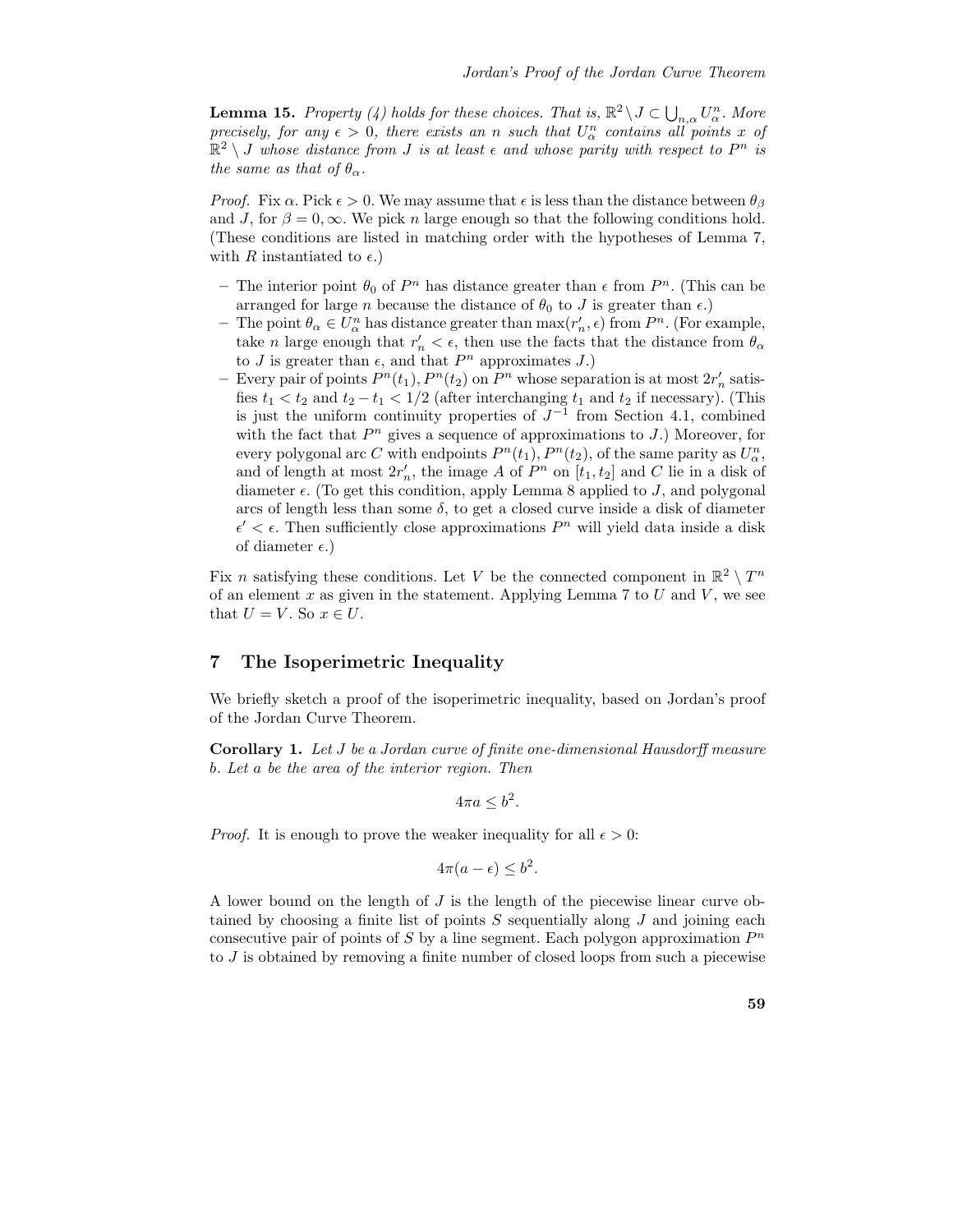**Lemma 15.** *Property (4) holds for these choices. That is, $\mathbb{R}^2 \setminus J \subset \bigcup_{n,\alpha} U_\alpha^n$. More precisely, for any $\epsilon > 0$, there exists an $n$ such that $U_\alpha^n$ contains all points $x$ of $\mathbb{R}^2 \setminus J$ whose distance from $J$ is at least $\epsilon$ and whose parity with respect to $P^n$ is the same as that of $\theta_\alpha$.*

*Proof.* Fix $\alpha$. Pick $\epsilon > 0$. We may assume that $\epsilon$ is less than the distance between $\theta_\beta$ and $J$, for $\beta = 0, \infty$. We pick $n$ large enough so that the following conditions hold. (These conditions are listed in matching order with the hypotheses of Lemma 7, with $R$ instantiated to $\epsilon$.)

- The interior point $\theta_0$ of $P^n$ has distance greater than $\epsilon$ from $P^n$. (This can be arranged for large $n$ because the distance of $\theta_0$ to $J$ is greater than $\epsilon$.)
- The point $\theta_\alpha \in U_\alpha^n$ has distance greater than $\max(r'_n, \epsilon)$ from $P^n$. (For example, take $n$ large enough that $r'_n < \epsilon$, then use the facts that the distance from $\theta_\alpha$ to $J$ is greater than $\epsilon$, and that $P^n$ approximates $J$.)
- Every pair of points $P^n(t_1), P^n(t_2)$ on $P^n$ whose separation is at most $2r'_n$ satisfies $t_1 < t_2$ and $t_2 - t_1 < 1/2$ (after interchanging $t_1$ and $t_2$ if necessary). (This is just the uniform continuity properties of $J^{-1}$ from Section 4.1, combined with the fact that $P^n$ gives a sequence of approximations to $J$.) Moreover, for every polygonal arc $C$ with endpoints $P^n(t_1), P^n(t_2)$, of the same parity as $U_\alpha^n$, and of length at most $2r'_n$, the image $A$ of $P^n$ on $[t_1, t_2]$ and $C$ lie in a disk of diameter $\epsilon$. (To get this condition, apply Lemma 8 applied to $J$, and polygonal arcs of length less than some $\delta$, to get a closed curve inside a disk of diameter $\epsilon' < \epsilon$. Then sufficiently close approximations $P^n$ will yield data inside a disk of diameter $\epsilon$.)

Fix $n$ satisfying these conditions. Let $V$ be the connected component in $\mathbb{R}^2 \setminus T^n$ of an element $x$ as given in the statement. Applying Lemma 7 to $U$ and $V$, we see that $U = V$. So $x \in U$.

## 7 The Isoperimetric Inequality

We briefly sketch a proof of the isoperimetric inequality, based on Jordan's proof of the Jordan Curve Theorem.

**Corollary 1.** *Let $J$ be a Jordan curve of finite one-dimensional Hausdorff measure $b$. Let $a$ be the area of the interior region. Then*

$$4\pi a \leq b^2.$$

*Proof.* It is enough to prove the weaker inequality for all $\epsilon > 0$:

$$4\pi(a - \epsilon) \leq b^2.$$

A lower bound on the length of $J$ is the length of the piecewise linear curve obtained by choosing a finite list of points $S$ sequentially along $J$ and joining each consecutive pair of points of $S$ by a line segment. Each polygon approximation $P^n$ to $J$ is obtained by removing a finite number of closed loops from such a piecewise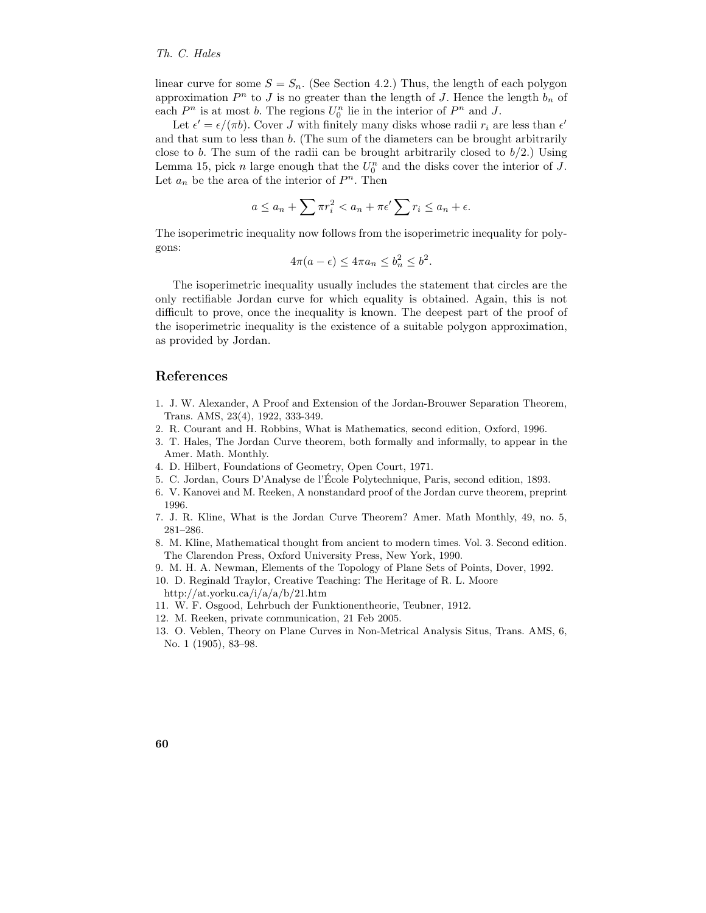linear curve for some $S = S_n$. (See Section 4.2.) Thus, the length of each polygon approximation $P^n$ to $J$ is no greater than the length of $J$. Hence the length $b_n$ of each $P^n$ is at most $b$. The regions $U_0^n$ lie in the interior of $P^n$ and $J$.

Let $\epsilon' = \epsilon/(\pi b)$. Cover $J$ with finitely many disks whose radii $r_i$ are less than $\epsilon'$ and that sum to less than $b$. (The sum of the diameters can be brought arbitrarily close to $b$. The sum of the radii can be brought arbitrarily closed to $b/2$.) Using Lemma 15, pick $n$ large enough that the $U_0^n$ and the disks cover the interior of $J$. Let $a_n$ be the area of the interior of $P^n$. Then

$$a \leq a_n + \sum \pi r_i^2 < a_n + \pi \epsilon' \sum r_i \leq a_n + \epsilon.$$

The isoperimetric inequality now follows from the isoperimetric inequality for polygons:

$$4\pi(a - \epsilon) \leq 4\pi a_n \leq b_n^2 \leq b^2.$$

The isoperimetric inequality usually includes the statement that circles are the only rectifiable Jordan curve for which equality is obtained. Again, this is not difficult to prove, once the inequality is known. The deepest part of the proof of the isoperimetric inequality is the existence of a suitable polygon approximation, as provided by Jordan.

## References

1. J. W. Alexander, A Proof and Extension of the Jordan-Brouwer Separation Theorem, Trans. AMS, 23(4), 1922, 333-349.
2. R. Courant and H. Robbins, What is Mathematics, second edition, Oxford, 1996.
3. T. Hales, The Jordan Curve theorem, both formally and informally, to appear in the Amer. Math. Monthly.
4. D. Hilbert, Foundations of Geometry, Open Court, 1971.
5. C. Jordan, Cours D'Analyse de l'École Polytechnique, Paris, second edition, 1893.
6. V. Kanovei and M. Reeken, A nonstandard proof of the Jordan curve theorem, preprint 1996.
7. J. R. Kline, What is the Jordan Curve Theorem? Amer. Math Monthly, 49, no. 5, 281–286.
8. M. Kline, Mathematical thought from ancient to modern times. Vol. 3. Second edition. The Clarendon Press, Oxford University Press, New York, 1990.
9. M. H. A. Newman, Elements of the Topology of Plane Sets of Points, Dover, 1992.
10. D. Reginald Traylor, Creative Teaching: The Heritage of R. L. Moore http://at.yorku.ca/i/a/a/b/21.htm
11. W. F. Osgood, Lehrbuch der Funktionentheorie, Teubner, 1912.
12. M. Reeken, private communication, 21 Feb 2005.
13. O. Veblen, Theory on Plane Curves in Non-Metrical Analysis Situs, Trans. AMS, 6, No. 1 (1905), 83–98.